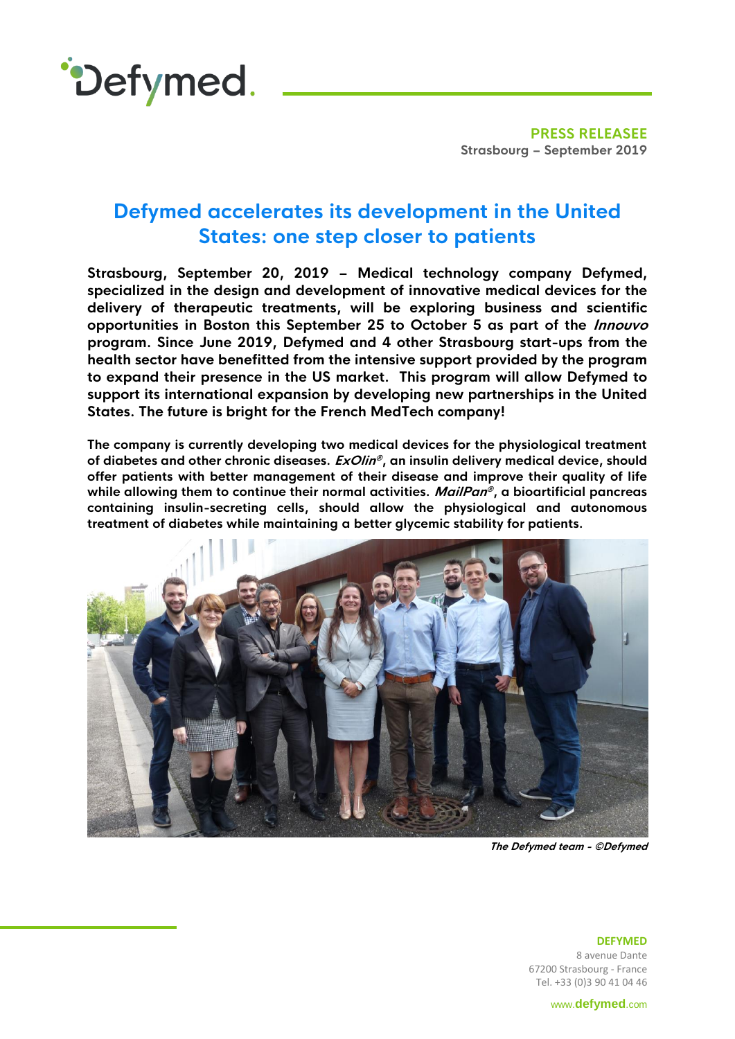Defymed.

**PRESS RELEASEE**
Strasbourg – September 2019

# Defymed accelerates its development in the United States: one step closer to patients

**Strasbourg, September 20, 2019 – Medical technology company Defymed, specialized in the design and development of innovative medical devices for the delivery of therapeutic treatments, will be exploring business and scientific opportunities in Boston this September 25 to October 5 as part of the *Innouvo* program. Since June 2019, Defymed and 4 other Strasbourg start-ups from the health sector have benefitted from the intensive support provided by the program to expand their presence in the US market. This program will allow Defymed to support its international expansion by developing new partnerships in the United States. The future is bright for the French MedTech company!**

**The company is currently developing two medical devices for the physiological treatment of diabetes and other chronic diseases. *ExOlin®*, an insulin delivery medical device, should offer patients with better management of their disease and improve their quality of life while allowing them to continue their normal activities. *MailPan®*, a bioartificial pancreas containing insulin-secreting cells, should allow the physiological and autonomous treatment of diabetes while maintaining a better glycemic stability for patients.**

***The Defymed team - ©Defymed***

**DEFYMED**
8 avenue Dante
67200 Strasbourg - France
Tel. +33 (0)3 90 41 04 46

www.defymed.com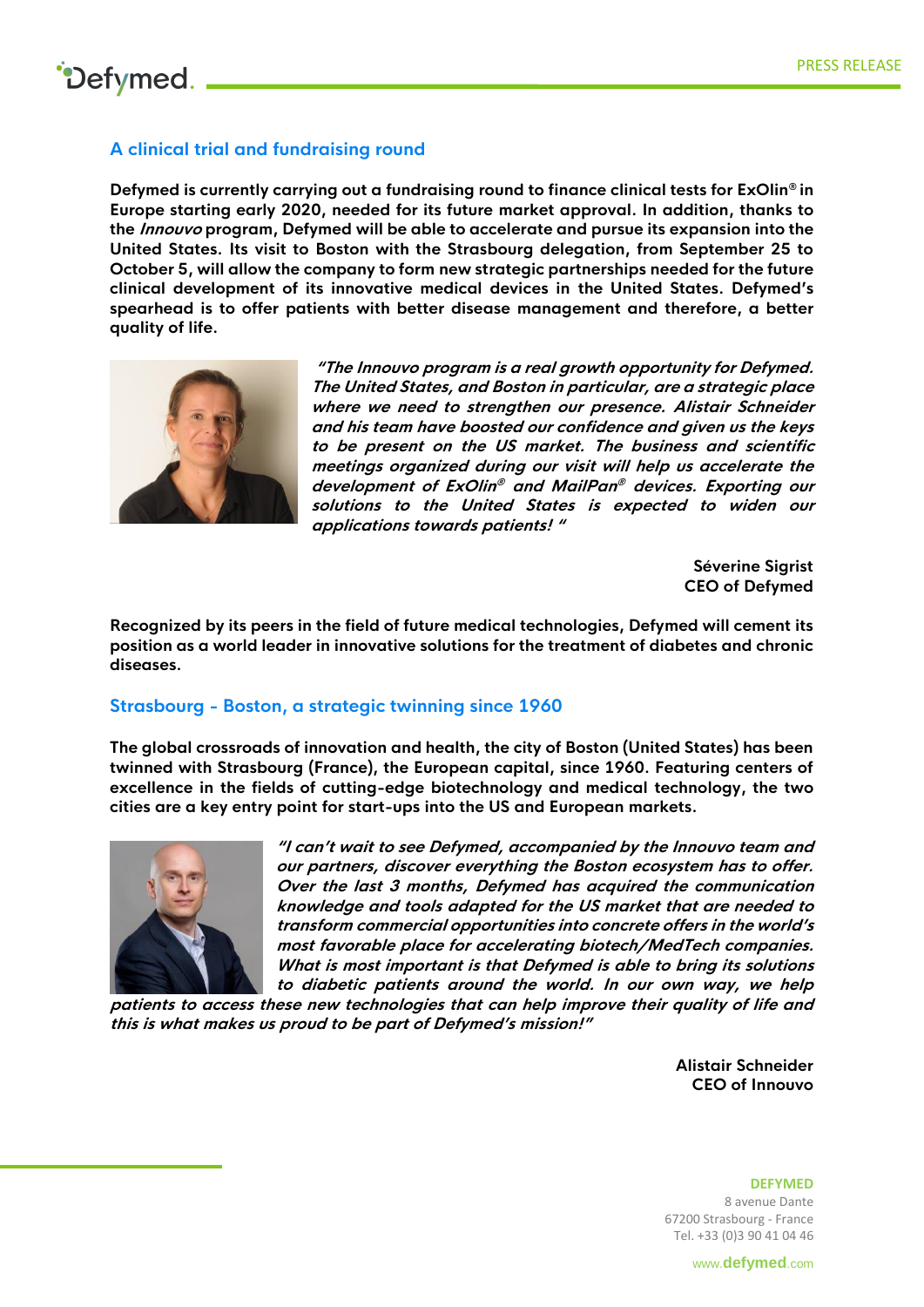## A clinical trial and fundraising round

**Defymed is currently carrying out a fundraising round to finance clinical tests for ExOlin® in Europe starting early 2020, needed for its future market approval. In addition, thanks to the *Innouvo* program, Defymed will be able to accelerate and pursue its expansion into the United States. Its visit to Boston with the Strasbourg delegation, from September 25 to October 5, will allow the company to form new strategic partnerships needed for the future clinical development of its innovative medical devices in the United States. Defymed's spearhead is to offer patients with better disease management and therefore, a better quality of life.**

*"The Innouvo program is a real growth opportunity for Defymed. The United States, and Boston in particular, are a strategic place where we need to strengthen our presence. Alistair Schneider and his team have boosted our confidence and given us the keys to be present on the US market. The business and scientific meetings organized during our visit will help us accelerate the development of ExOlin® and MailPan® devices. Exporting our solutions to the United States is expected to widen our applications towards patients! "*

**Séverine Sigrist**
**CEO of Defymed**

**Recognized by its peers in the field of future medical technologies, Defymed will cement its position as a world leader in innovative solutions for the treatment of diabetes and chronic diseases.**

## Strasbourg - Boston, a strategic twinning since 1960

**The global crossroads of innovation and health, the city of Boston (United States) has been twinned with Strasbourg (France), the European capital, since 1960. Featuring centers of excellence in the fields of cutting-edge biotechnology and medical technology, the two cities are a key entry point for start-ups into the US and European markets.**

*"I can't wait to see Defymed, accompanied by the Innouvo team and our partners, discover everything the Boston ecosystem has to offer. Over the last 3 months, Defymed has acquired the communication knowledge and tools adapted for the US market that are needed to transform commercial opportunities into concrete offers in the world's most favorable place for accelerating biotech/MedTech companies. What is most important is that Defymed is able to bring its solutions to diabetic patients around the world. In our own way, we help patients to access these new technologies that can help improve their quality of life and this is what makes us proud to be part of Defymed's mission!"*

**Alistair Schneider**
**CEO of Innouvo**

**DEFYMED**
8 avenue Dante
67200 Strasbourg - France
Tel. +33 (0)3 90 41 04 46

www.defymed.com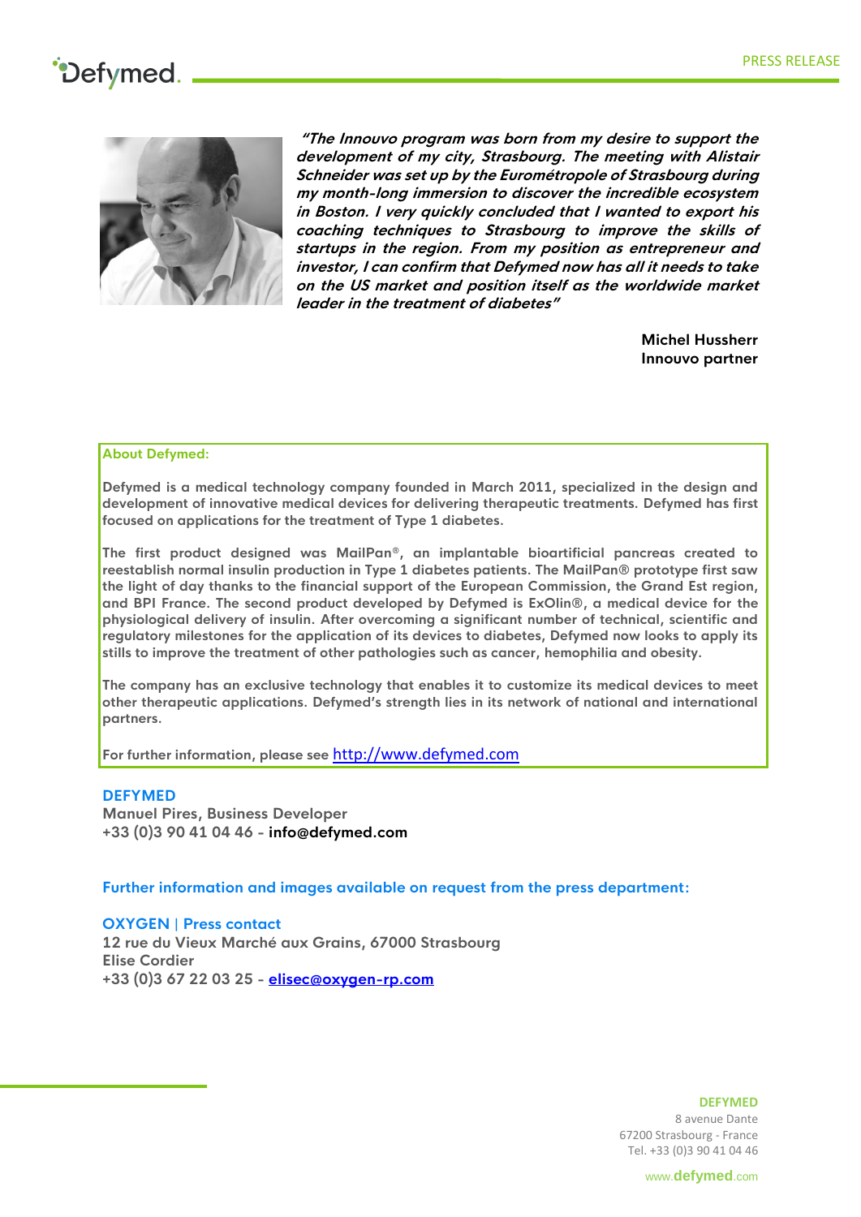*"The Innouvo program was born from my desire to support the development of my city, Strasbourg. The meeting with Alistair Schneider was set up by the Eurométropole of Strasbourg during my month-long immersion to discover the incredible ecosystem in Boston. I very quickly concluded that I wanted to export his coaching techniques to Strasbourg to improve the skills of startups in the region. From my position as entrepreneur and investor, I can confirm that Defymed now has all it needs to take on the US market and position itself as the worldwide market leader in the treatment of diabetes"*

**Michel Hussherr**
**Innouvo partner**

**About Defymed:**

**Defymed is a medical technology company founded in March 2011, specialized in the design and development of innovative medical devices for delivering therapeutic treatments. Defymed has first focused on applications for the treatment of Type 1 diabetes.**

**The first product designed was MailPan®, an implantable bioartificial pancreas created to reestablish normal insulin production in Type 1 diabetes patients. The MailPan® prototype first saw the light of day thanks to the financial support of the European Commission, the Grand Est region, and BPI France. The second product developed by Defymed is ExOlin®, a medical device for the physiological delivery of insulin. After overcoming a significant number of technical, scientific and regulatory milestones for the application of its devices to diabetes, Defymed now looks to apply its stills to improve the treatment of other pathologies such as cancer, hemophilia and obesity.**

**The company has an exclusive technology that enables it to customize its medical devices to meet other therapeutic applications. Defymed's strength lies in its network of national and international partners.**

**For further information, please see** http://www.defymed.com

**DEFYMED**
**Manuel Pires, Business Developer**
**+33 (0)3 90 41 04 46 - info@defymed.com**

**Further information and images available on request from the press department:**

**OXYGEN | Press contact**
**12 rue du Vieux Marché aux Grains, 67000 Strasbourg**
**Elise Cordier**
**+33 (0)3 67 22 03 25 - elisec@oxygen-rp.com**

**DEFYMED**
8 avenue Dante
67200 Strasbourg - France
Tel. +33 (0)3 90 41 04 46

www.defymed.com